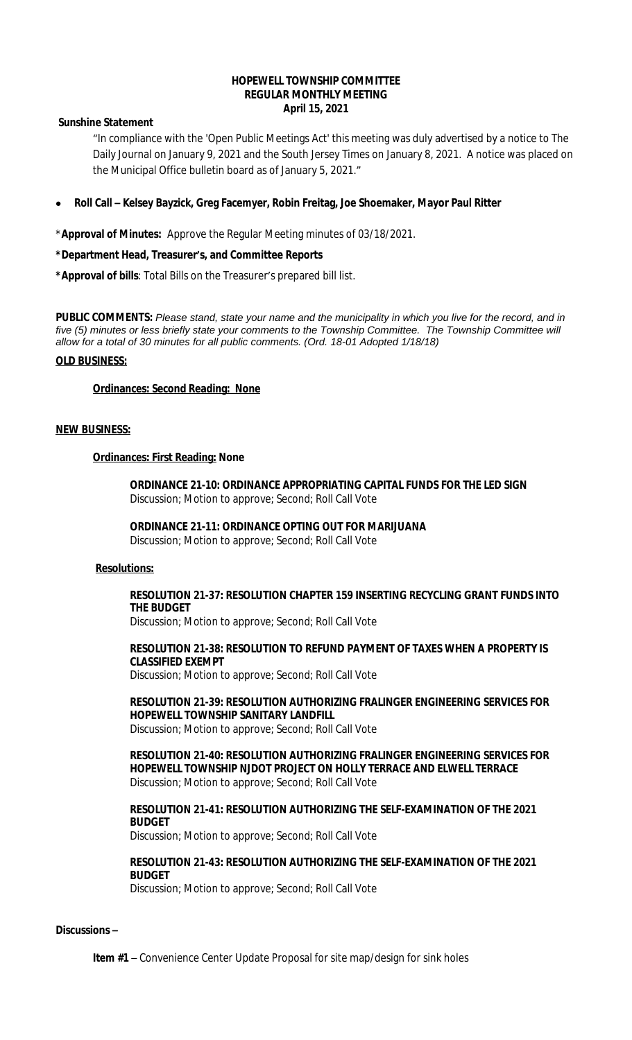**HOPEWELL TOWNSHIP COMMITTEE**
**REGULAR MONTHLY MEETING**
**April 15, 2021**

**Sunshine Statement**

"In compliance with the 'Open Public Meetings Act' this meeting was duly advertised by a notice to The Daily Journal on January 9, 2021 and the South Jersey Times on January 8, 2021. A notice was placed on the Municipal Office bulletin board as of January 5, 2021."

- **Roll Call – Kelsey Bayzick, Greg Facemyer, Robin Freitag, Joe Shoemaker, Mayor Paul Ritter**

***Approval of Minutes:** Approve the Regular Meeting minutes of 03/18/2021.

***Department Head, Treasurer's, and Committee Reports**

***Approval of bills**: Total Bills on the Treasurer's prepared bill list.

**PUBLIC COMMENTS:** *Please stand, state your name and the municipality in which you live for the record, and in five (5) minutes or less briefly state your comments to the Township Committee. The Township Committee will allow for a total of 30 minutes for all public comments. (Ord. 18-01 Adopted 1/18/18)*

**OLD BUSINESS:**

**Ordinances: Second Reading: None**

**NEW BUSINESS:**

**Ordinances: First Reading: None**

**ORDINANCE 21-10: ORDINANCE APPROPRIATING CAPITAL FUNDS FOR THE LED SIGN**
Discussion; Motion to approve; Second; Roll Call Vote

**ORDINANCE 21-11: ORDINANCE OPTING OUT FOR MARIJUANA**
Discussion; Motion to approve; Second; Roll Call Vote

**Resolutions:**

**RESOLUTION 21-37: RESOLUTION CHAPTER 159 INSERTING RECYCLING GRANT FUNDS INTO THE BUDGET**
Discussion; Motion to approve; Second; Roll Call Vote

**RESOLUTION 21-38: RESOLUTION TO REFUND PAYMENT OF TAXES WHEN A PROPERTY IS CLASSIFIED EXEMPT**
Discussion; Motion to approve; Second; Roll Call Vote

**RESOLUTION 21-39: RESOLUTION AUTHORIZING FRALINGER ENGINEERING SERVICES FOR HOPEWELL TOWNSHIP SANITARY LANDFILL**
Discussion; Motion to approve; Second; Roll Call Vote

**RESOLUTION 21-40: RESOLUTION AUTHORIZING FRALINGER ENGINEERING SERVICES FOR HOPEWELL TOWNSHIP NJDOT PROJECT ON HOLLY TERRACE AND ELWELL TERRACE**
Discussion; Motion to approve; Second; Roll Call Vote

**RESOLUTION 21-41: RESOLUTION AUTHORIZING THE SELF-EXAMINATION OF THE 2021 BUDGET**
Discussion; Motion to approve; Second; Roll Call Vote

**RESOLUTION 21-43: RESOLUTION AUTHORIZING THE SELF-EXAMINATION OF THE 2021 BUDGET**
Discussion; Motion to approve; Second; Roll Call Vote

**Discussions –**

**Item #1** – Convenience Center Update Proposal for site map/design for sink holes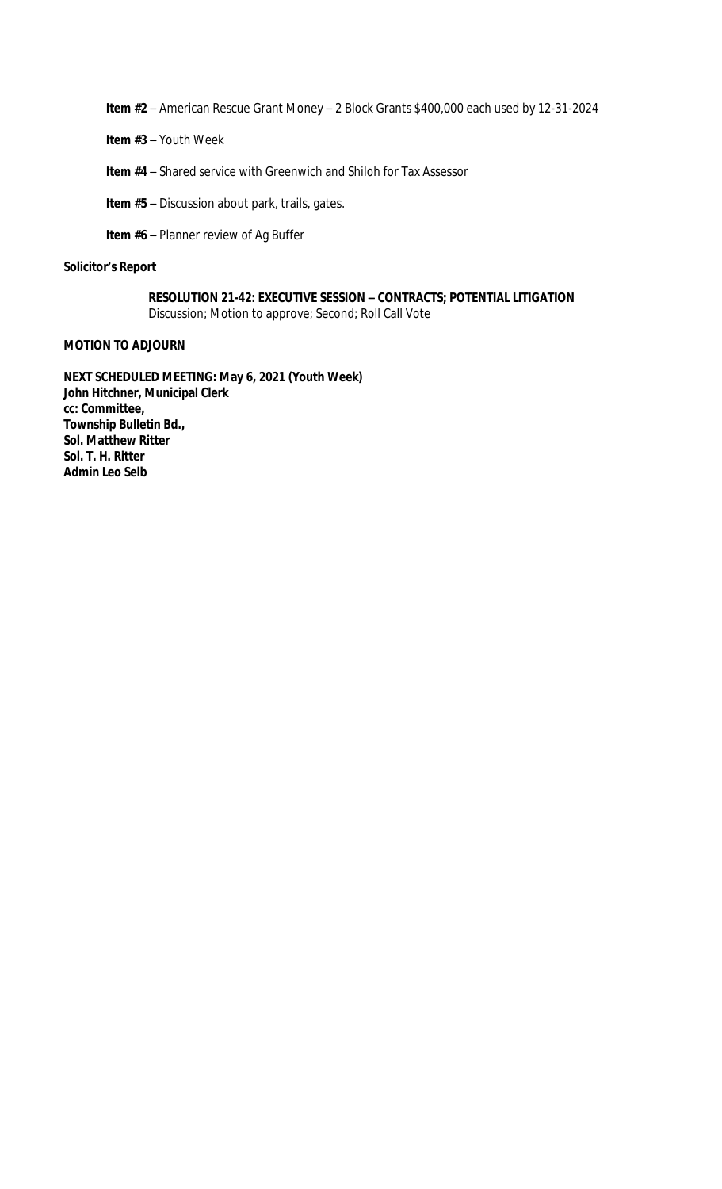**Item #2** – American Rescue Grant Money – 2 Block Grants $400,000 each used by 12-31-2024

**Item #3** – Youth Week

**Item #4** – Shared service with Greenwich and Shiloh for Tax Assessor

**Item #5** – Discussion about park, trails, gates.

**Item #6** – Planner review of Ag Buffer

**Solicitor's Report**

**RESOLUTION 21-42: EXECUTIVE SESSION – CONTRACTS; POTENTIAL LITIGATION**
Discussion; Motion to approve; Second; Roll Call Vote

**MOTION TO ADJOURN**

**NEXT SCHEDULED MEETING: May 6, 2021 (Youth Week)**
**John Hitchner, Municipal Clerk**
**cc: Committee,**
**Township Bulletin Bd.,**
**Sol. Matthew Ritter**
**Sol. T. H. Ritter**
**Admin Leo Selb**